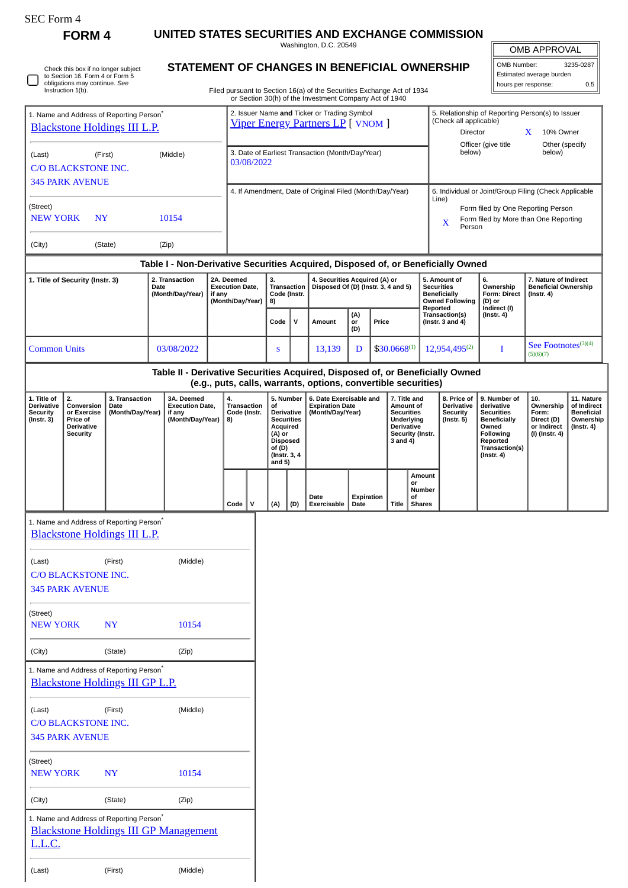SEC Form 4

# FORM 4

## UNITED STATES SECURITIES AND EXCHANGE COMMISSION

Washington, D.C. 20549

## STATEMENT OF CHANGES IN BENEFICIAL OWNERSHIP

Filed pursuant to Section 16(a) of the Securities Exchange Act of 1934 or Section 30(h) of the Investment Company Act of 1940

| OMB APPROVAL | |
|---|---|
| OMB Number: | 3235-0287 |
| Estimated average burden | |
| hours per response: | 0.5 |

☐ Check this box if no longer subject to Section 16. Form 4 or Form 5 obligations may continue. *See* Instruction 1(b).

| 1. Name and Address of Reporting Person* | 2. Issuer Name **and** Ticker or Trading Symbol | 5. Relationship of Reporting Person(s) to Issuer (Check all applicable) |
|---|---|---|
| Blackstone Holdings III L.P. | Viper Energy Partners LP [ VNOM ] | Director; X 10% Owner; Officer (give title below); Other (specify below) |
| (Last) (First) (Middle) C/O BLACKSTONE INC. 345 PARK AVENUE | 3. Date of Earliest Transaction (Month/Day/Year) 03/08/2022 | |
| (Street) NEW YORK NY 10154 | 4. If Amendment, Date of Original Filed (Month/Day/Year) | 6. Individual or Joint/Group Filing (Check Applicable Line): Form filed by One Reporting Person; X Form filed by More than One Reporting Person |
| (City) (State) (Zip) | | |

### Table I - Non-Derivative Securities Acquired, Disposed of, or Beneficially Owned

| 1. Title of Security (Instr. 3) | 2. Transaction Date (Month/Day/Year) | 2A. Deemed Execution Date, if any (Month/Day/Year) | 3. Transaction Code (Instr. 8) | | 4. Securities Acquired (A) or Disposed Of (D) (Instr. 3, 4 and 5) | | | 5. Amount of Securities Beneficially Owned Following Reported Transaction(s) (Instr. 3 and 4) | 6. Ownership Form: Direct (D) or Indirect (I) (Instr. 4) | 7. Nature of Indirect Beneficial Ownership (Instr. 4) |
|---|---|---|---|---|---|---|---|---|---|---|
| | | | Code | V | Amount | (A) or (D) | Price | | | |
| Common Units | 03/08/2022 | | S | | 13,139 | D | $30.0668[1] | 12,954,495[2] | I | See Footnotes[3][4][5][6][7] |

### Table II - Derivative Securities Acquired, Disposed of, or Beneficially Owned (e.g., puts, calls, warrants, options, convertible securities)

| 1. Title of Derivative Security (Instr. 3) | 2. Conversion or Exercise Price of Derivative Security | 3. Transaction Date (Month/Day/Year) | 3A. Deemed Execution Date, if any (Month/Day/Year) | 4. Transaction Code (Instr. 8) | | 5. Number of Derivative Securities Acquired (A) or Disposed of (D) (Instr. 3, 4 and 5) | | 6. Date Exercisable and Expiration Date (Month/Day/Year) | | 7. Title and Amount of Securities Underlying Derivative Security (Instr. 3 and 4) | | 8. Price of Derivative Security (Instr. 5) | 9. Number of derivative Securities Beneficially Owned Following Reported Transaction(s) (Instr. 4) | 10. Ownership Form: Direct (D) or Indirect (I) (Instr. 4) | 11. Nature of Indirect Beneficial Ownership (Instr. 4) |
|---|---|---|---|---|---|---|---|---|---|---|---|---|---|---|---|
| | | | | Code | V | (A) | (D) | Date Exercisable | Expiration Date | Title | Amount or Number of Shares | | | | |

1. Name and Address of Reporting Person*
Blackstone Holdings III L.P.

(Last) (First) (Middle)
C/O BLACKSTONE INC.
345 PARK AVENUE

(Street)
NEW YORK NY 10154

(City) (State) (Zip)

1. Name and Address of Reporting Person*
Blackstone Holdings III GP L.P.

(Last) (First) (Middle)
C/O BLACKSTONE INC.
345 PARK AVENUE

(Street)
NEW YORK NY 10154

(City) (State) (Zip)

1. Name and Address of Reporting Person*
Blackstone Holdings III GP Management L.L.C.

(Last) (First) (Middle)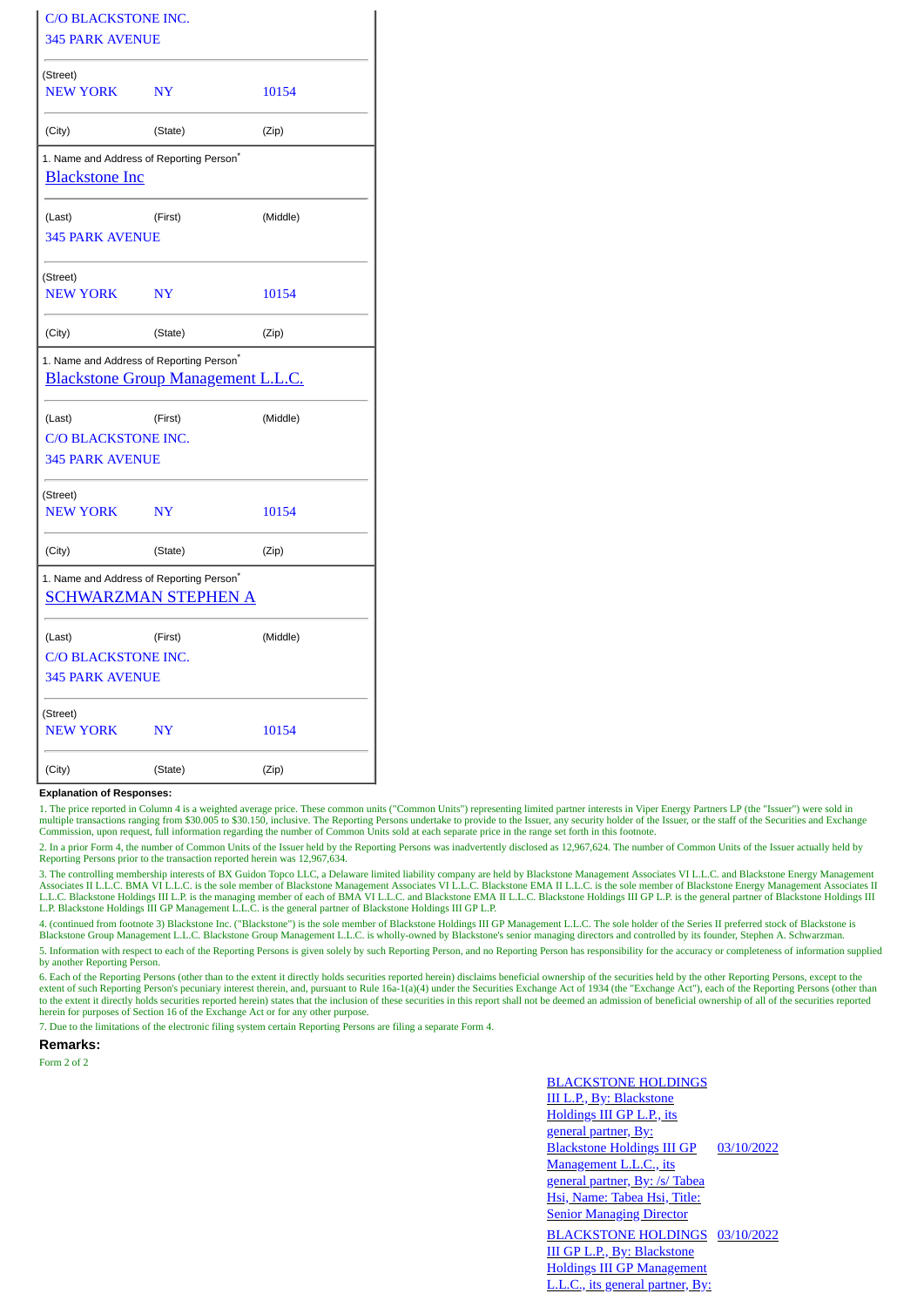C/O BLACKSTONE INC.
345 PARK AVENUE

| (Street) | | |
|---|---|---|
| NEW YORK | NY | 10154 |
| (City) | (State) | (Zip) |

1. Name and Address of Reporting Person*

Blackstone Inc

| (Last) | (First) | (Middle) |
|---|---|---|

345 PARK AVENUE

| (Street) | | |
|---|---|---|
| NEW YORK | NY | 10154 |
| (City) | (State) | (Zip) |

1. Name and Address of Reporting Person*

Blackstone Group Management L.L.C.

| (Last) | (First) | (Middle) |
|---|---|---|

C/O BLACKSTONE INC.
345 PARK AVENUE

| (Street) | | |
|---|---|---|
| NEW YORK | NY | 10154 |
| (City) | (State) | (Zip) |

1. Name and Address of Reporting Person*

SCHWARZMAN STEPHEN A

| (Last) | (First) | (Middle) |
|---|---|---|

C/O BLACKSTONE INC.
345 PARK AVENUE

| (Street) | | |
|---|---|---|
| NEW YORK | NY | 10154 |
| (City) | (State) | (Zip) |

**Explanation of Responses:**

1. The price reported in Column 4 is a weighted average price. These common units ("Common Units") representing limited partner interests in Viper Energy Partners LP (the "Issuer") were sold in multiple transactions ranging from $30.005 to $30.150, inclusive. The Reporting Persons undertake to provide to the Issuer, any security holder of the Issuer, or the staff of the Securities and Exchange Commission, upon request, full information regarding the number of Common Units sold at each separate price in the range set forth in this footnote.

2. In a prior Form 4, the number of Common Units of the Issuer held by the Reporting Persons was inadvertently disclosed as 12,967,624. The number of Common Units of the Issuer actually held by Reporting Persons prior to the transaction reported herein was 12,967,634.

3. The controlling membership interests of BX Guidon Topco LLC, a Delaware limited liability company are held by Blackstone Management Associates VI L.L.C. and Blackstone Energy Management Associates II L.L.C. BMA VI L.L.C. is the sole member of Blackstone Management Associates VI L.L.C. Blackstone EMA II L.L.C. is the sole member of Blackstone Energy Management Associates II L.L.C. Blackstone Holdings III L.P. is the managing member of each of BMA VI L.L.C. and Blackstone EMA II L.L.C. Blackstone Holdings III GP L.P. is the general partner of Blackstone Holdings III L.P. Blackstone Holdings III GP Management L.L.C. is the general partner of Blackstone Holdings III GP L.P.

4. (continued from footnote 3) Blackstone Inc. ("Blackstone") is the sole member of Blackstone Holdings III GP Management L.L.C. The sole holder of the Series II preferred stock of Blackstone is Blackstone Group Management L.L.C. Blackstone Group Management L.L.C. is wholly-owned by Blackstone's senior managing directors and controlled by its founder, Stephen A. Schwarzman.

5. Information with respect to each of the Reporting Persons is given solely by such Reporting Person, and no Reporting Person has responsibility for the accuracy or completeness of information supplied by another Reporting Person.

6. Each of the Reporting Persons (other than to the extent it directly holds securities reported herein) disclaims beneficial ownership of the securities held by the other Reporting Persons, except to the extent of such Reporting Person's pecuniary interest therein, and, pursuant to Rule 16a-1(a)(4) under the Securities Exchange Act of 1934 (the "Exchange Act"), each of the Reporting Persons (other than to the extent it directly holds securities reported herein) states that the inclusion of these securities in this report shall not be deemed an admission of beneficial ownership of all of the securities reported herein for purposes of Section 16 of the Exchange Act or for any other purpose.

7. Due to the limitations of the electronic filing system certain Reporting Persons are filing a separate Form 4.

**Remarks:**

Form 2 of 2

| | |
|---|---|
| BLACKSTONE HOLDINGS III L.P., By: Blackstone Holdings III GP L.P., its general partner, By: Blackstone Holdings III GP Management L.L.C., its general partner, By: /s/ Tabea Hsi, Name: Tabea Hsi, Title: Senior Managing Director | 03/10/2022 |
| BLACKSTONE HOLDINGS III GP L.P., By: Blackstone Holdings III GP Management L.L.C., its general partner, By: | 03/10/2022 |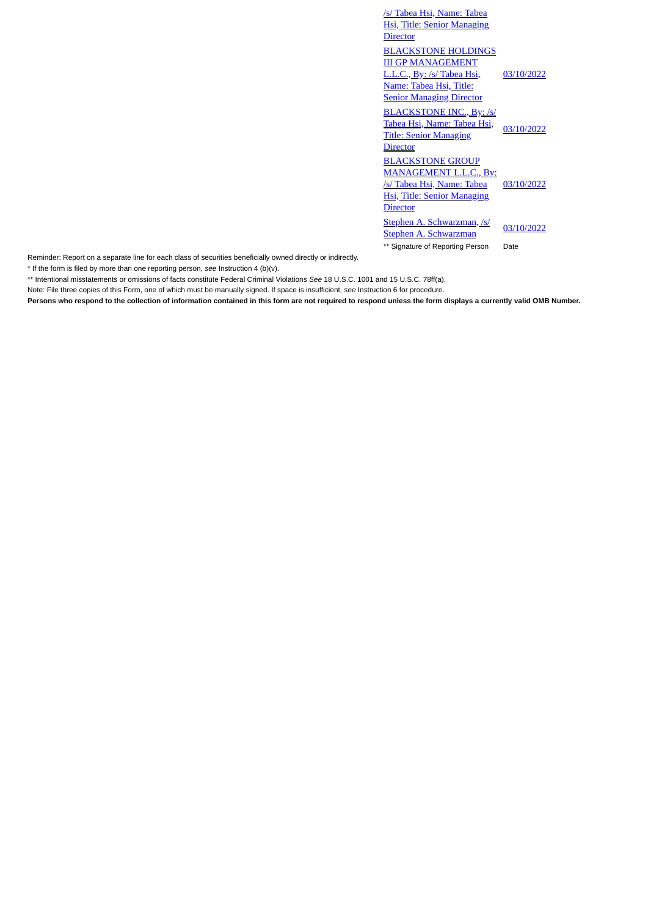| | |
|---|---|
| /s/ Tabea Hsi, Name: Tabea Hsi, Title: Senior Managing Director | |
| BLACKSTONE HOLDINGS III GP MANAGEMENT L.L.C., By: /s/ Tabea Hsi, Name: Tabea Hsi, Title: Senior Managing Director | 03/10/2022 |
| BLACKSTONE INC., By: /s/ Tabea Hsi, Name: Tabea Hsi, Title: Senior Managing Director | 03/10/2022 |
| BLACKSTONE GROUP MANAGEMENT L.L.C., By: /s/ Tabea Hsi, Name: Tabea Hsi, Title: Senior Managing Director | 03/10/2022 |
| Stephen A. Schwarzman, /s/ Stephen A. Schwarzman | 03/10/2022 |
| ** Signature of Reporting Person | Date |

Reminder: Report on a separate line for each class of securities beneficially owned directly or indirectly.

* If the form is filed by more than one reporting person, *see* Instruction 4 (b)(v).

** Intentional misstatements or omissions of facts constitute Federal Criminal Violations *See* 18 U.S.C. 1001 and 15 U.S.C. 78ff(a).

Note: File three copies of this Form, one of which must be manually signed. If space is insufficient, *see* Instruction 6 for procedure.

**Persons who respond to the collection of information contained in this form are not required to respond unless the form displays a currently valid OMB Number.**